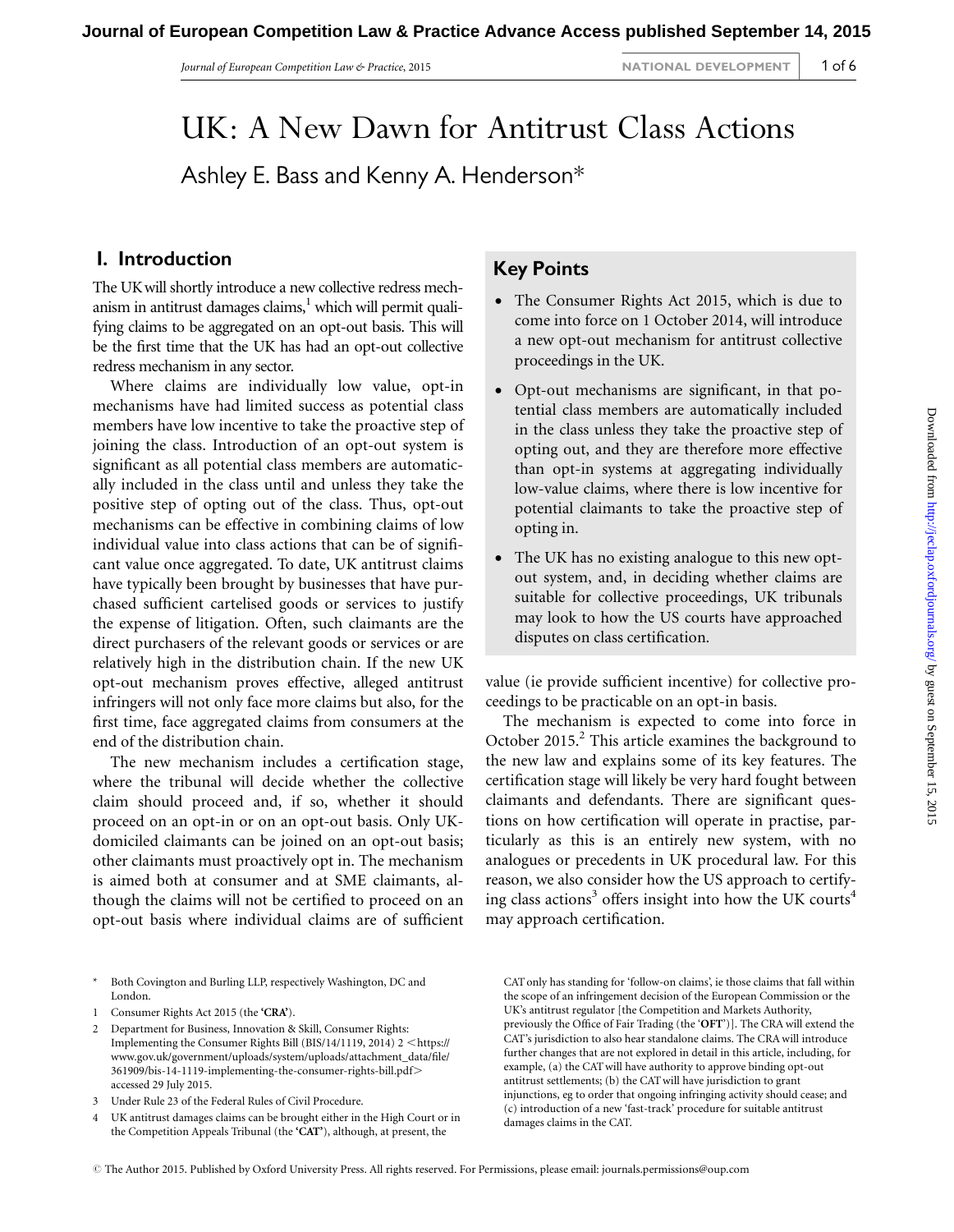# UK: A New Dawn for Antitrust Class Actions

Ashley E. Bass and Kenny A. Henderson*

## Key Points

- The Consumer Rights Act 2015, which is due to come into force on 1 October 2014, will introduce a new opt-out mechanism for antitrust collective proceedings in the UK.
- Opt-out mechanisms are significant, in that potential class members are automatically included in the class unless they take the proactive step of opting out, and they are therefore more effective than opt-in systems at aggregating individually low-value claims, where there is low incentive for potential claimants to take the proactive step of opting in.
- The UK has no existing analogue to this new opt-out system, and, in deciding whether claims are suitable for collective proceedings, UK tribunals may look to how the US courts have approached disputes on class certification.

## I. Introduction

The UK will shortly introduce a new collective redress mechanism in antitrust damages claims,[1] which will permit qualifying claims to be aggregated on an opt-out basis. This will be the first time that the UK has had an opt-out collective redress mechanism in any sector.

Where claims are individually low value, opt-in mechanisms have had limited success as potential class members have low incentive to take the proactive step of joining the class. Introduction of an opt-out system is significant as all potential class members are automatically included in the class until and unless they take the positive step of opting out of the class. Thus, opt-out mechanisms can be effective in combining claims of low individual value into class actions that can be of significant value once aggregated. To date, UK antitrust claims have typically been brought by businesses that have purchased sufficient cartelised goods or services to justify the expense of litigation. Often, such claimants are the direct purchasers of the relevant goods or services or are relatively high in the distribution chain. If the new UK opt-out mechanism proves effective, alleged antitrust infringers will not only face more claims but also, for the first time, face aggregated claims from consumers at the end of the distribution chain.

The new mechanism includes a certification stage, where the tribunal will decide whether the collective claim should proceed and, if so, whether it should proceed on an opt-in or on an opt-out basis. Only UK-domiciled claimants can be joined on an opt-out basis; other claimants must proactively opt in. The mechanism is aimed both at consumer and at SME claimants, although the claims will not be certified to proceed on an opt-out basis where individual claims are of sufficient value (ie provide sufficient incentive) for collective proceedings to be practicable on an opt-in basis.

The mechanism is expected to come into force in October 2015.[2] This article examines the background to the new law and explains some of its key features. The certification stage will likely be very hard fought between claimants and defendants. There are significant questions on how certification will operate in practise, particularly as this is an entirely new system, with no analogues or precedents in UK procedural law. For this reason, we also consider how the US approach to certifying class actions[3] offers insight into how the UK courts[4] may approach certification.

---

\* Both Covington and Burling LLP, respectively Washington, DC and London.

1 Consumer Rights Act 2015 (the **'CRA'**).

2 Department for Business, Innovation & Skill, Consumer Rights: Implementing the Consumer Rights Bill (BIS/14/1119, 2014) 2 <https://www.gov.uk/government/uploads/system/uploads/attachment_data/file/361909/bis-14-1119-implementing-the-consumer-rights-bill.pdf> accessed 29 July 2015.

3 Under Rule 23 of the Federal Rules of Civil Procedure.

4 UK antitrust damages claims can be brought either in the High Court or in the Competition Appeals Tribunal (the **'CAT'**), although, at present, the CAT only has standing for 'follow-on claims', ie those claims that fall within the scope of an infringement decision of the European Commission or the UK's antitrust regulator [the Competition and Markets Authority, previously the Office of Fair Trading (the '**OFT**')]. The CRA will extend the CAT's jurisdiction to also hear standalone claims. The CRA will introduce further changes that are not explored in detail in this article, including, for example, (a) the CAT will have authority to approve binding opt-out antitrust settlements; (b) the CAT will have jurisdiction to grant injunctions, eg to order that ongoing infringing activity should cease; and (c) introduction of a new 'fast-track' procedure for suitable antitrust damages claims in the CAT.

© The Author 2015. Published by Oxford University Press. All rights reserved. For Permissions, please email: journals.permissions@oup.com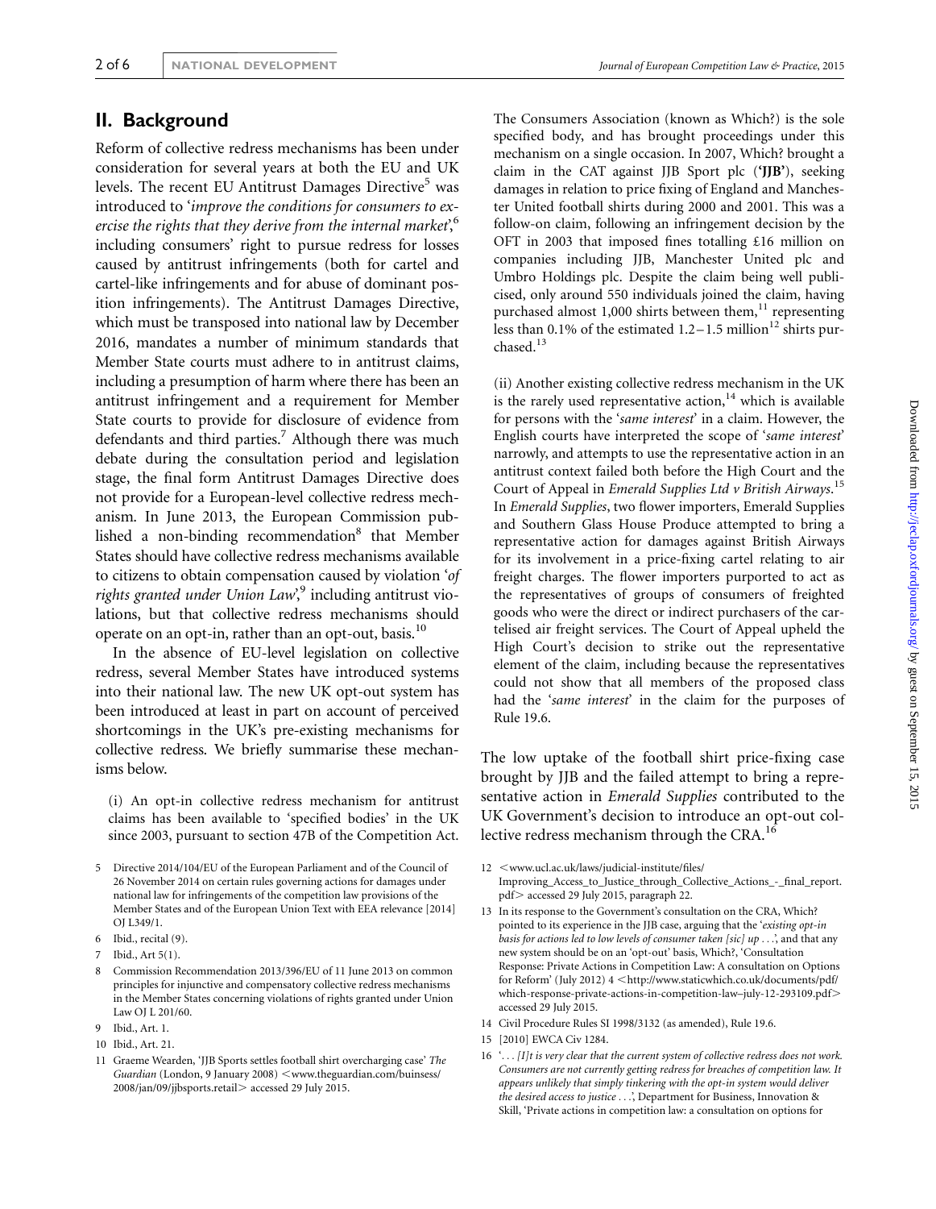## II. Background

Reform of collective redress mechanisms has been under consideration for several years at both the EU and UK levels. The recent EU Antitrust Damages Directive[5] was introduced to '*improve the conditions for consumers to exercise the rights that they derive from the internal market*',[6] including consumers' right to pursue redress for losses caused by antitrust infringements (both for cartel and cartel-like infringements and for abuse of dominant position infringements). The Antitrust Damages Directive, which must be transposed into national law by December 2016, mandates a number of minimum standards that Member State courts must adhere to in antitrust claims, including a presumption of harm where there has been an antitrust infringement and a requirement for Member State courts to provide for disclosure of evidence from defendants and third parties.[7] Although there was much debate during the consultation period and legislation stage, the final form Antitrust Damages Directive does not provide for a European-level collective redress mechanism. In June 2013, the European Commission published a non-binding recommendation[8] that Member States should have collective redress mechanisms available to citizens to obtain compensation caused by violation '*of rights granted under Union Law*',[9] including antitrust violations, but that collective redress mechanisms should operate on an opt-in, rather than an opt-out, basis.[10]

In the absence of EU-level legislation on collective redress, several Member States have introduced systems into their national law. The new UK opt-out system has been introduced at least in part on account of perceived shortcomings in the UK's pre-existing mechanisms for collective redress. We briefly summarise these mechanisms below.

(i) An opt-in collective redress mechanism for antitrust claims has been available to 'specified bodies' in the UK since 2003, pursuant to section 47B of the Competition Act. The Consumers Association (known as Which?) is the sole specified body, and has brought proceedings under this mechanism on a single occasion. In 2007, Which? brought a claim in the CAT against JJB Sport plc (**'JJB'**), seeking damages in relation to price fixing of England and Manchester United football shirts during 2000 and 2001. This was a follow-on claim, following an infringement decision by the OFT in 2003 that imposed fines totalling £16 million on companies including JJB, Manchester United plc and Umbro Holdings plc. Despite the claim being well publicised, only around 550 individuals joined the claim, having purchased almost 1,000 shirts between them,[11] representing less than 0.1% of the estimated 1.2–1.5 million[12] shirts purchased.[13]

(ii) Another existing collective redress mechanism in the UK is the rarely used representative action,[14] which is available for persons with the '*same interest*' in a claim. However, the English courts have interpreted the scope of '*same interest*' narrowly, and attempts to use the representative action in an antitrust context failed both before the High Court and the Court of Appeal in *Emerald Supplies Ltd v British Airways*.[15] In *Emerald Supplies*, two flower importers, Emerald Supplies and Southern Glass House Produce attempted to bring a representative action for damages against British Airways for its involvement in a price-fixing cartel relating to air freight charges. The flower importers purported to act as the representatives of groups of consumers of freighted goods who were the direct or indirect purchasers of the cartelised air freight services. The Court of Appeal upheld the High Court's decision to strike out the representative element of the claim, including because the representatives could not show that all members of the proposed class had the '*same interest*' in the claim for the purposes of Rule 19.6.

The low uptake of the football shirt price-fixing case brought by JJB and the failed attempt to bring a representative action in *Emerald Supplies* contributed to the UK Government's decision to introduce an opt-out collective redress mechanism through the CRA.[16]

5 Directive 2014/104/EU of the European Parliament and of the Council of 26 November 2014 on certain rules governing actions for damages under national law for infringements of the competition law provisions of the Member States and of the European Union Text with EEA relevance [2014] OJ L349/1.

6 Ibid., recital (9).

7 Ibid., Art 5(1).

8 Commission Recommendation 2013/396/EU of 11 June 2013 on common principles for injunctive and compensatory collective redress mechanisms in the Member States concerning violations of rights granted under Union Law OJ L 201/60.

9 Ibid., Art. 1.

10 Ibid., Art. 21.

11 Graeme Wearden, 'JJB Sports settles football shirt overcharging case' *The Guardian* (London, 9 January 2008) <www.theguardian.com/buinsess/2008/jan/09/jjbsports.retail> accessed 29 July 2015.

12 <www.ucl.ac.uk/laws/judicial-institute/files/Improving_Access_to_Justice_through_Collective_Actions_-_final_report.pdf> accessed 29 July 2015, paragraph 22.

13 In its response to the Government's consultation on the CRA, Which? pointed to its experience in the JJB case, arguing that the '*existing opt-in basis for actions led to low levels of consumer taken [sic] up . . .*', and that any new system should be on an 'opt-out' basis, Which?, 'Consultation Response: Private Actions in Competition Law: A consultation on Options for Reform' (July 2012) 4 <http://www.staticwhich.co.uk/documents/pdf/which-response-private-actions-in-competition-law–july-12-293109.pdf> accessed 29 July 2015.

14 Civil Procedure Rules SI 1998/3132 (as amended), Rule 19.6.

15 [2010] EWCA Civ 1284.

16 '*. . . [I]t is very clear that the current system of collective redress does not work. Consumers are not currently getting redress for breaches of competition law. It appears unlikely that simply tinkering with the opt-in system would deliver the desired access to justice . . .*', Department for Business, Innovation & Skill, 'Private actions in competition law: a consultation on options for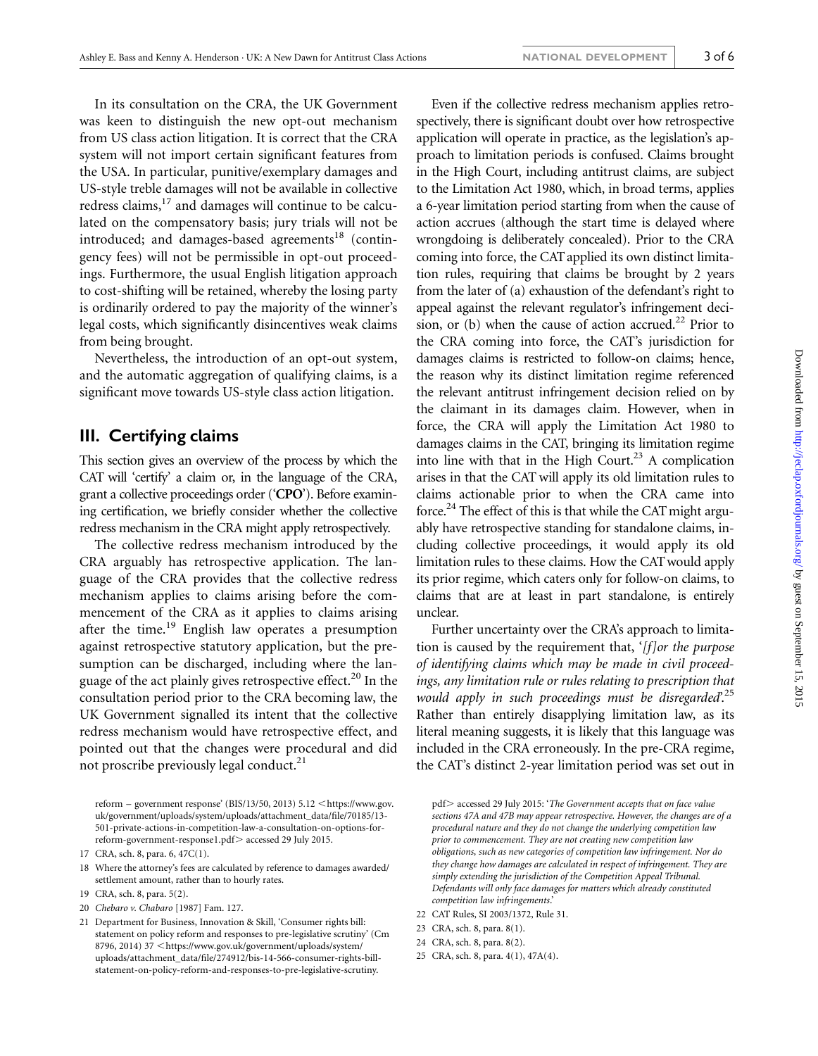In its consultation on the CRA, the UK Government was keen to distinguish the new opt-out mechanism from US class action litigation. It is correct that the CRA system will not import certain significant features from the USA. In particular, punitive/exemplary damages and US-style treble damages will not be available in collective redress claims,[17] and damages will continue to be calculated on the compensatory basis; jury trials will not be introduced; and damages-based agreements[18] (contingency fees) will not be permissible in opt-out proceedings. Furthermore, the usual English litigation approach to cost-shifting will be retained, whereby the losing party is ordinarily ordered to pay the majority of the winner's legal costs, which significantly disincentives weak claims from being brought.

Nevertheless, the introduction of an opt-out system, and the automatic aggregation of qualifying claims, is a significant move towards US-style class action litigation.

## III. Certifying claims

This section gives an overview of the process by which the CAT will 'certify' a claim or, in the language of the CRA, grant a collective proceedings order ('**CPO**'). Before examining certification, we briefly consider whether the collective redress mechanism in the CRA might apply retrospectively.

The collective redress mechanism introduced by the CRA arguably has retrospective application. The language of the CRA provides that the collective redress mechanism applies to claims arising before the commencement of the CRA as it applies to claims arising after the time.[19] English law operates a presumption against retrospective statutory application, but the presumption can be discharged, including where the language of the act plainly gives retrospective effect.[20] In the consultation period prior to the CRA becoming law, the UK Government signalled its intent that the collective redress mechanism would have retrospective effect, and pointed out that the changes were procedural and did not proscribe previously legal conduct.[21]

Even if the collective redress mechanism applies retrospectively, there is significant doubt over how retrospective application will operate in practice, as the legislation's approach to limitation periods is confused. Claims brought in the High Court, including antitrust claims, are subject to the Limitation Act 1980, which, in broad terms, applies a 6-year limitation period starting from when the cause of action accrues (although the start time is delayed where wrongdoing is deliberately concealed). Prior to the CRA coming into force, the CAT applied its own distinct limitation rules, requiring that claims be brought by 2 years from the later of (a) exhaustion of the defendant's right to appeal against the relevant regulator's infringement decision, or (b) when the cause of action accrued.[22] Prior to the CRA coming into force, the CAT's jurisdiction for damages claims is restricted to follow-on claims; hence, the reason why its distinct limitation regime referenced the relevant antitrust infringement decision relied on by the claimant in its damages claim. However, when in force, the CRA will apply the Limitation Act 1980 to damages claims in the CAT, bringing its limitation regime into line with that in the High Court.[23] A complication arises in that the CAT will apply its old limitation rules to claims actionable prior to when the CRA came into force.[24] The effect of this is that while the CAT might arguably have retrospective standing for standalone claims, including collective proceedings, it would apply its old limitation rules to these claims. How the CAT would apply its prior regime, which caters only for follow-on claims, to claims that are at least in part standalone, is entirely unclear.

Further uncertainty over the CRA's approach to limitation is caused by the requirement that, '*[f]or the purpose of identifying claims which may be made in civil proceedings, any limitation rule or rules relating to prescription that would apply in such proceedings must be disregarded*'.[25] Rather than entirely disapplying limitation law, as its literal meaning suggests, it is likely that this language was included in the CRA erroneously. In the pre-CRA regime, the CAT's distinct 2-year limitation period was set out in

---

reform – government response' (BIS/13/50, 2013) 5.12 <https://www.gov.uk/government/uploads/system/uploads/attachment_data/file/70185/13-501-private-actions-in-competition-law-a-consultation-on-options-for-reform-government-response1.pdf> accessed 29 July 2015.

17 CRA, sch. 8, para. 6, 47C(1).

18 Where the attorney's fees are calculated by reference to damages awarded/settlement amount, rather than to hourly rates.

19 CRA, sch. 8, para. 5(2).

20 *Chebaro v. Chabaro* [1987] Fam. 127.

21 Department for Business, Innovation & Skill, 'Consumer rights bill: statement on policy reform and responses to pre-legislative scrutiny' (Cm 8796, 2014) 37 <https://www.gov.uk/government/uploads/system/uploads/attachment_data/file/274912/bis-14-566-consumer-rights-bill-statement-on-policy-reform-and-responses-to-pre-legislative-scrutiny.pdf> accessed 29 July 2015: '*The Government accepts that on face value sections 47A and 47B may appear retrospective. However, the changes are of a procedural nature and they do not change the underlying competition law prior to commencement. They are not creating new competition law obligations, such as new categories of competition law infringement. Nor do they change how damages are calculated in respect of infringement. They are simply extending the jurisdiction of the Competition Appeal Tribunal. Defendants will only face damages for matters which already constituted competition law infringements.*'

22 CAT Rules, SI 2003/1372, Rule 31.

23 CRA, sch. 8, para. 8(1).

24 CRA, sch. 8, para. 8(2).

25 CRA, sch. 8, para. 4(1), 47A(4).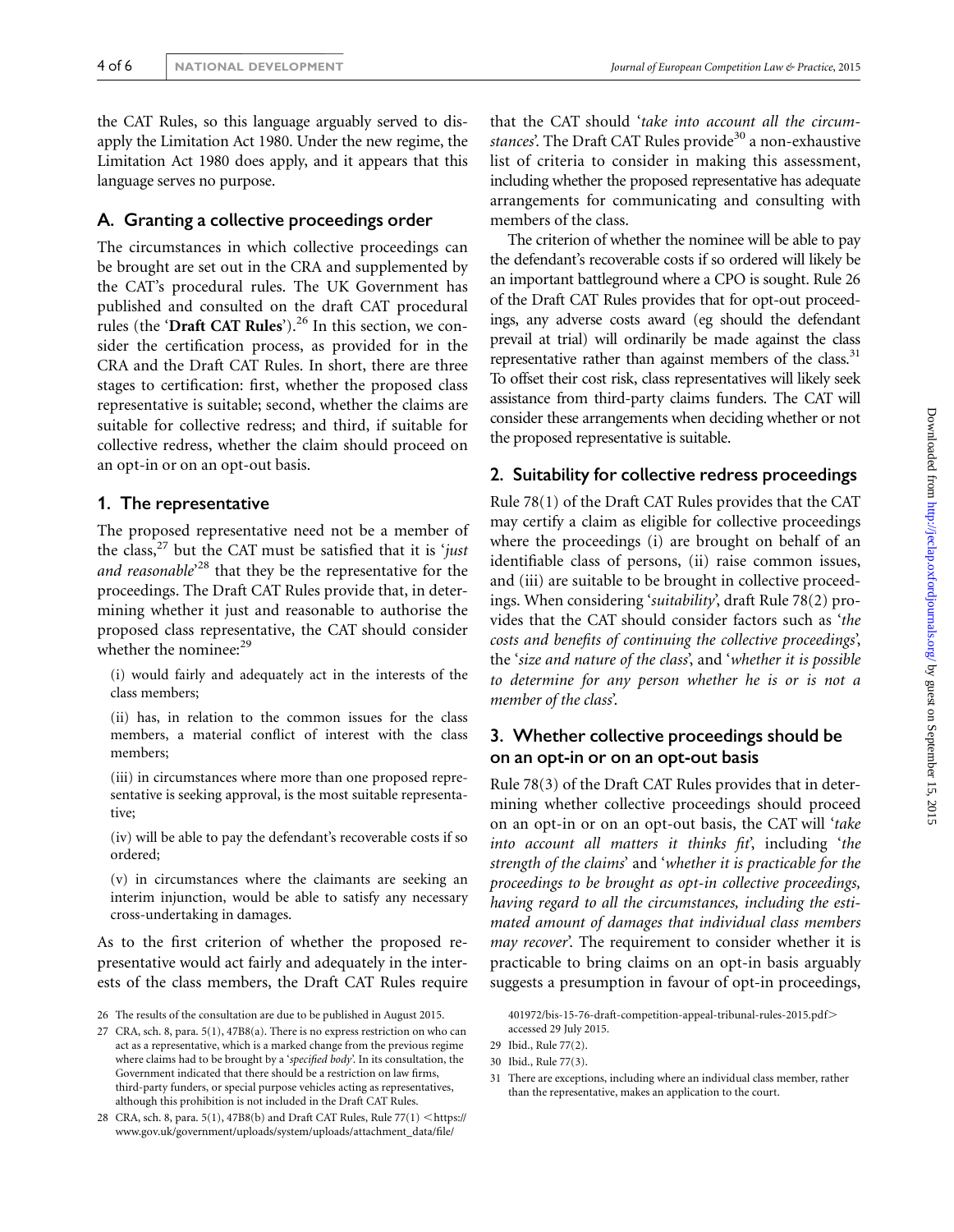the CAT Rules, so this language arguably served to disapply the Limitation Act 1980. Under the new regime, the Limitation Act 1980 does apply, and it appears that this language serves no purpose.

## A. Granting a collective proceedings order

The circumstances in which collective proceedings can be brought are set out in the CRA and supplemented by the CAT's procedural rules. The UK Government has published and consulted on the draft CAT procedural rules (the '**Draft CAT Rules**').[26] In this section, we consider the certification process, as provided for in the CRA and the Draft CAT Rules. In short, there are three stages to certification: first, whether the proposed class representative is suitable; second, whether the claims are suitable for collective redress; and third, if suitable for collective redress, whether the claim should proceed on an opt-in or on an opt-out basis.

### 1. The representative

The proposed representative need not be a member of the class,[27] but the CAT must be satisfied that it is '*just and reasonable*'[28] that they be the representative for the proceedings. The Draft CAT Rules provide that, in determining whether it just and reasonable to authorise the proposed class representative, the CAT should consider whether the nominee:[29]

(i) would fairly and adequately act in the interests of the class members;

(ii) has, in relation to the common issues for the class members, a material conflict of interest with the class members;

(iii) in circumstances where more than one proposed representative is seeking approval, is the most suitable representative;

(iv) will be able to pay the defendant's recoverable costs if so ordered;

(v) in circumstances where the claimants are seeking an interim injunction, would be able to satisfy any necessary cross-undertaking in damages.

As to the first criterion of whether the proposed representative would act fairly and adequately in the interests of the class members, the Draft CAT Rules require that the CAT should '*take into account all the circumstances*'. The Draft CAT Rules provide[30] a non-exhaustive list of criteria to consider in making this assessment, including whether the proposed representative has adequate arrangements for communicating and consulting with members of the class.

The criterion of whether the nominee will be able to pay the defendant's recoverable costs if so ordered will likely be an important battleground where a CPO is sought. Rule 26 of the Draft CAT Rules provides that for opt-out proceedings, any adverse costs award (eg should the defendant prevail at trial) will ordinarily be made against the class representative rather than against members of the class.[31] To offset their cost risk, class representatives will likely seek assistance from third-party claims funders. The CAT will consider these arrangements when deciding whether or not the proposed representative is suitable.

### 2. Suitability for collective redress proceedings

Rule 78(1) of the Draft CAT Rules provides that the CAT may certify a claim as eligible for collective proceedings where the proceedings (i) are brought on behalf of an identifiable class of persons, (ii) raise common issues, and (iii) are suitable to be brought in collective proceedings. When considering '*suitability*', draft Rule 78(2) provides that the CAT should consider factors such as '*the costs and benefits of continuing the collective proceedings*', the '*size and nature of the class*', and '*whether it is possible to determine for any person whether he is or is not a member of the class*'.

### 3. Whether collective proceedings should be on an opt-in or on an opt-out basis

Rule 78(3) of the Draft CAT Rules provides that in determining whether collective proceedings should proceed on an opt-in or on an opt-out basis, the CAT will '*take into account all matters it thinks fit*', including '*the strength of the claims*' and '*whether it is practicable for the proceedings to be brought as opt-in collective proceedings, having regard to all the circumstances, including the estimated amount of damages that individual class members may recover*'. The requirement to consider whether it is practicable to bring claims on an opt-in basis arguably suggests a presumption in favour of opt-in proceedings,

---

26 The results of the consultation are due to be published in August 2015.

27 CRA, sch. 8, para. 5(1), 47B8(a). There is no express restriction on who can act as a representative, which is a marked change from the previous regime where claims had to be brought by a '*specified body*'. In its consultation, the Government indicated that there should be a restriction on law firms, third-party funders, or special purpose vehicles acting as representatives, although this prohibition is not included in the Draft CAT Rules.

28 CRA, sch. 8, para. 5(1), 47B8(b) and Draft CAT Rules, Rule 77(1) <https://www.gov.uk/government/uploads/system/uploads/attachment_data/file/401972/bis-15-76-draft-competition-appeal-tribunal-rules-2015.pdf> accessed 29 July 2015.

29 Ibid., Rule 77(2).

30 Ibid., Rule 77(3).

31 There are exceptions, including where an individual class member, rather than the representative, makes an application to the court.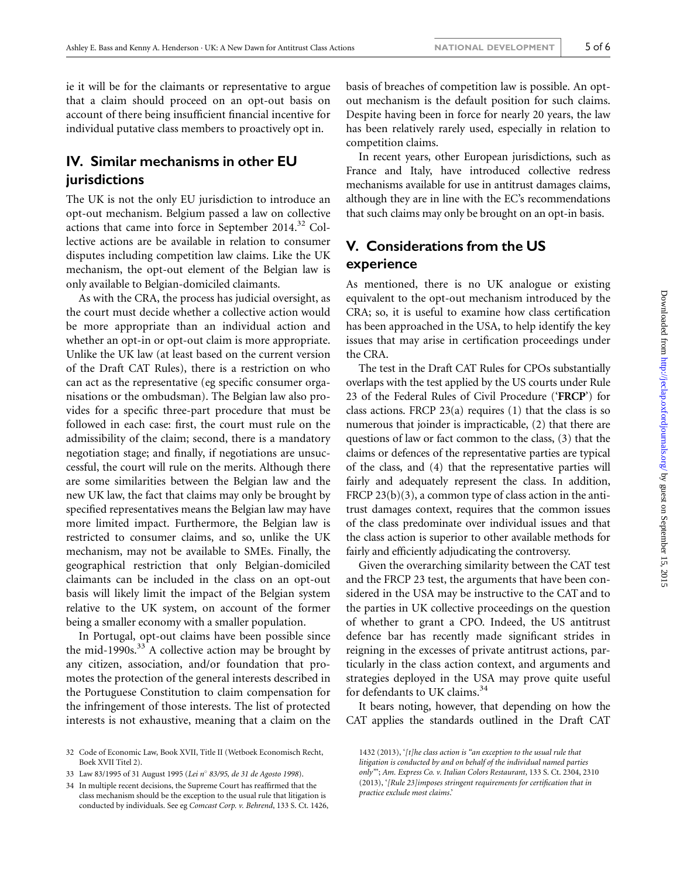ie it will be for the claimants or representative to argue that a claim should proceed on an opt-out basis on account of there being insufficient financial incentive for individual putative class members to proactively opt in.

## IV. Similar mechanisms in other EU jurisdictions

The UK is not the only EU jurisdiction to introduce an opt-out mechanism. Belgium passed a law on collective actions that came into force in September 2014.[32] Collective actions are be available in relation to consumer disputes including competition law claims. Like the UK mechanism, the opt-out element of the Belgian law is only available to Belgian-domiciled claimants.

As with the CRA, the process has judicial oversight, as the court must decide whether a collective action would be more appropriate than an individual action and whether an opt-in or opt-out claim is more appropriate. Unlike the UK law (at least based on the current version of the Draft CAT Rules), there is a restriction on who can act as the representative (eg specific consumer organisations or the ombudsman). The Belgian law also provides for a specific three-part procedure that must be followed in each case: first, the court must rule on the admissibility of the claim; second, there is a mandatory negotiation stage; and finally, if negotiations are unsuccessful, the court will rule on the merits. Although there are some similarities between the Belgian law and the new UK law, the fact that claims may only be brought by specified representatives means the Belgian law may have more limited impact. Furthermore, the Belgian law is restricted to consumer claims, and so, unlike the UK mechanism, may not be available to SMEs. Finally, the geographical restriction that only Belgian-domiciled claimants can be included in the class on an opt-out basis will likely limit the impact of the Belgian system relative to the UK system, on account of the former being a smaller economy with a smaller population.

In Portugal, opt-out claims have been possible since the mid-1990s.[33] A collective action may be brought by any citizen, association, and/or foundation that promotes the protection of the general interests described in the Portuguese Constitution to claim compensation for the infringement of those interests. The list of protected interests is not exhaustive, meaning that a claim on the basis of breaches of competition law is possible. An opt-out mechanism is the default position for such claims. Despite having been in force for nearly 20 years, the law has been relatively rarely used, especially in relation to competition claims.

In recent years, other European jurisdictions, such as France and Italy, have introduced collective redress mechanisms available for use in antitrust damages claims, although they are in line with the EC's recommendations that such claims may only be brought on an opt-in basis.

## V. Considerations from the US experience

As mentioned, there is no UK analogue or existing equivalent to the opt-out mechanism introduced by the CRA; so, it is useful to examine how class certification has been approached in the USA, to help identify the key issues that may arise in certification proceedings under the CRA.

The test in the Draft CAT Rules for CPOs substantially overlaps with the test applied by the US courts under Rule 23 of the Federal Rules of Civil Procedure ('**FRCP**') for class actions. FRCP 23(a) requires (1) that the class is so numerous that joinder is impracticable, (2) that there are questions of law or fact common to the class, (3) that the claims or defences of the representative parties are typical of the class, and (4) that the representative parties will fairly and adequately represent the class. In addition, FRCP 23(b)(3), a common type of class action in the antitrust damages context, requires that the common issues of the class predominate over individual issues and that the class action is superior to other available methods for fairly and efficiently adjudicating the controversy.

Given the overarching similarity between the CAT test and the FRCP 23 test, the arguments that have been considered in the USA may be instructive to the CAT and to the parties in UK collective proceedings on the question of whether to grant a CPO. Indeed, the US antitrust defence bar has recently made significant strides in reigning in the excesses of private antitrust actions, particularly in the class action context, and arguments and strategies deployed in the USA may prove quite useful for defendants to UK claims.[34]

It bears noting, however, that depending on how the CAT applies the standards outlined in the Draft CAT

---

32 Code of Economic Law, Book XVII, Title II (Wetboek Economisch Recht, Boek XVII Titel 2).

33 Law 83/1995 of 31 August 1995 (*Lei n° 83/95, de 31 de Agosto 1998*).

34 In multiple recent decisions, the Supreme Court has reaffirmed that the class mechanism should be the exception to the usual rule that litigation is conducted by individuals. See eg *Comcast Corp. v. Behrend*, 133 S. Ct. 1426, 1432 (2013), '*[t]he class action is "an exception to the usual rule that litigation is conducted by and on behalf of the individual named parties only"*'; *Am. Express Co. v. Italian Colors Restaurant*, 133 S. Ct. 2304, 2310 (2013), '*[Rule 23]imposes stringent requirements for certification that in practice exclude most claims*.'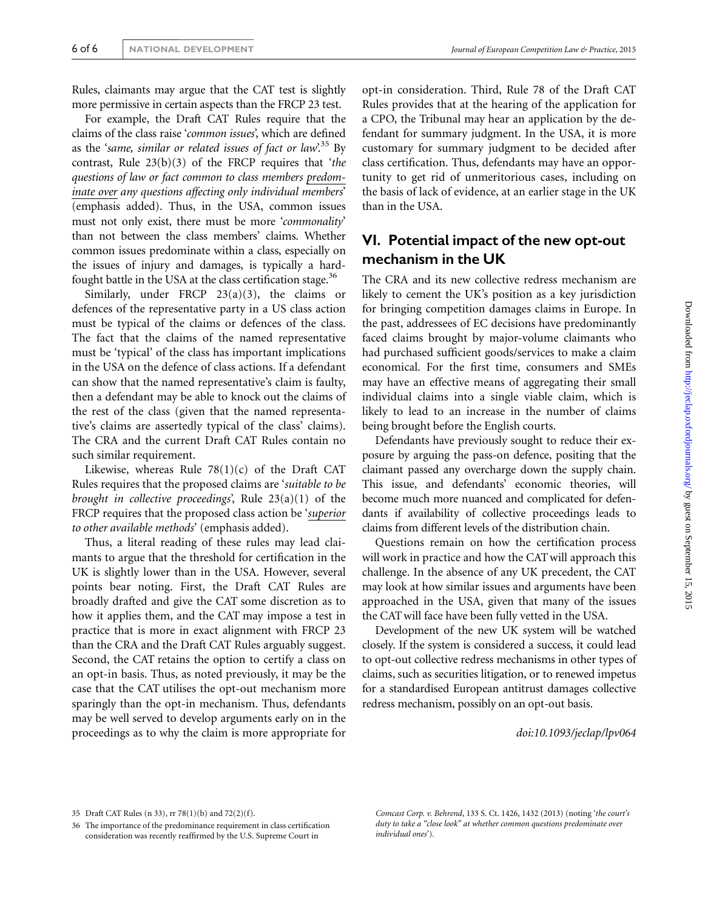Rules, claimants may argue that the CAT test is slightly more permissive in certain aspects than the FRCP 23 test.

For example, the Draft CAT Rules require that the claims of the class raise '*common issues*', which are defined as the '*same, similar or related issues of fact or law*'.[35] By contrast, Rule 23(b)(3) of the FRCP requires that '*the questions of law or fact common to class members* *predominate over* *any questions affecting only individual members*' (emphasis added). Thus, in the USA, common issues must not only exist, there must be more '*commonality*' than not between the class members' claims. Whether common issues predominate within a class, especially on the issues of injury and damages, is typically a hard-fought battle in the USA at the class certification stage.[36]

Similarly, under FRCP 23(a)(3), the claims or defences of the representative party in a US class action must be typical of the claims or defences of the class. The fact that the claims of the named representative must be 'typical' of the class has important implications in the USA on the defence of class actions. If a defendant can show that the named representative's claim is faulty, then a defendant may be able to knock out the claims of the rest of the class (given that the named representative's claims are assertedly typical of the class' claims). The CRA and the current Draft CAT Rules contain no such similar requirement.

Likewise, whereas Rule 78(1)(c) of the Draft CAT Rules requires that the proposed claims are '*suitable to be brought in collective proceedings*', Rule 23(a)(1) of the FRCP requires that the proposed class action be '*superior to other available methods*' (emphasis added).

Thus, a literal reading of these rules may lead claimants to argue that the threshold for certification in the UK is slightly lower than in the USA. However, several points bear noting. First, the Draft CAT Rules are broadly drafted and give the CAT some discretion as to how it applies them, and the CAT may impose a test in practice that is more in exact alignment with FRCP 23 than the CRA and the Draft CAT Rules arguably suggest. Second, the CAT retains the option to certify a class on an opt-in basis. Thus, as noted previously, it may be the case that the CAT utilises the opt-out mechanism more sparingly than the opt-in mechanism. Thus, defendants may be well served to develop arguments early on in the proceedings as to why the claim is more appropriate for opt-in consideration. Third, Rule 78 of the Draft CAT Rules provides that at the hearing of the application for a CPO, the Tribunal may hear an application by the defendant for summary judgment. In the USA, it is more customary for summary judgment to be decided after class certification. Thus, defendants may have an opportunity to get rid of unmeritorious cases, including on the basis of lack of evidence, at an earlier stage in the UK than in the USA.

## VI. Potential impact of the new opt-out mechanism in the UK

The CRA and its new collective redress mechanism are likely to cement the UK's position as a key jurisdiction for bringing competition damages claims in Europe. In the past, addressees of EC decisions have predominantly faced claims brought by major-volume claimants who had purchased sufficient goods/services to make a claim economical. For the first time, consumers and SMEs may have an effective means of aggregating their small individual claims into a single viable claim, which is likely to lead to an increase in the number of claims being brought before the English courts.

Defendants have previously sought to reduce their exposure by arguing the pass-on defence, positing that the claimant passed any overcharge down the supply chain. This issue, and defendants' economic theories, will become much more nuanced and complicated for defendants if availability of collective proceedings leads to claims from different levels of the distribution chain.

Questions remain on how the certification process will work in practice and how the CAT will approach this challenge. In the absence of any UK precedent, the CAT may look at how similar issues and arguments have been approached in the USA, given that many of the issues the CAT will face have been fully vetted in the USA.

Development of the new UK system will be watched closely. If the system is considered a success, it could lead to opt-out collective redress mechanisms in other types of claims, such as securities litigation, or to renewed impetus for a standardised European antitrust damages collective redress mechanism, possibly on an opt-out basis.

*doi:10.1093/jeclap/lpv064*

---

35 Draft CAT Rules (n 33), rr 78(1)(b) and 72(2)(f).

36 The importance of the predominance requirement in class certification consideration was recently reaffirmed by the U.S. Supreme Court in *Comcast Corp. v. Behrend*, 133 S. Ct. 1426, 1432 (2013) (noting '*the court's duty to take a "close look" at whether common questions predominate over individual ones*').